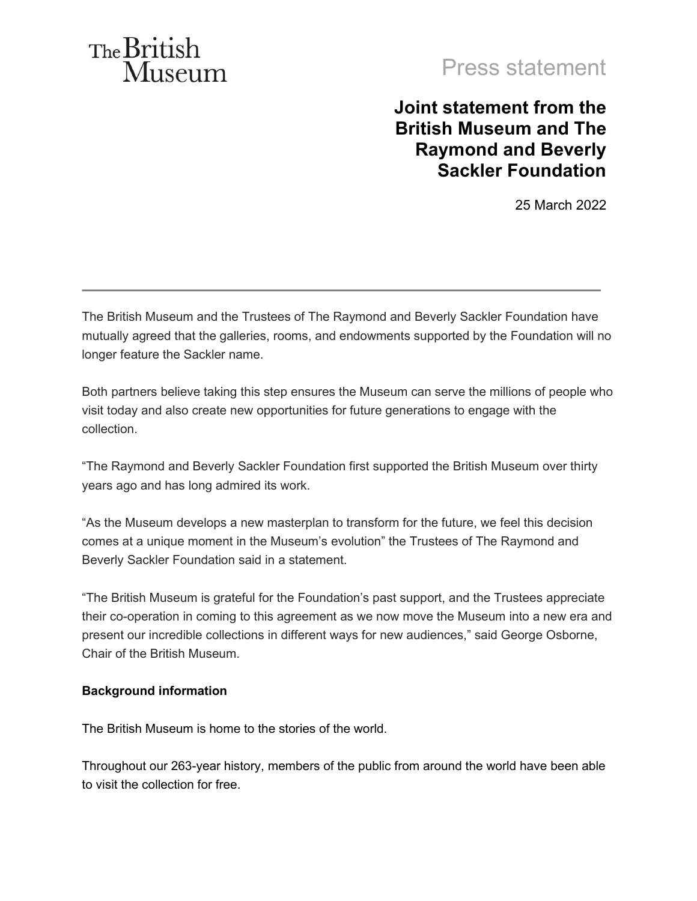The British Museum

Press statement

# Joint statement from the British Museum and The Raymond and Beverly Sackler Foundation

25 March 2022

---

The British Museum and the Trustees of The Raymond and Beverly Sackler Foundation have mutually agreed that the galleries, rooms, and endowments supported by the Foundation will no longer feature the Sackler name.

Both partners believe taking this step ensures the Museum can serve the millions of people who visit today and also create new opportunities for future generations to engage with the collection.

“The Raymond and Beverly Sackler Foundation first supported the British Museum over thirty years ago and has long admired its work.

“As the Museum develops a new masterplan to transform for the future, we feel this decision comes at a unique moment in the Museum’s evolution” the Trustees of The Raymond and Beverly Sackler Foundation said in a statement.

“The British Museum is grateful for the Foundation’s past support, and the Trustees appreciate their co-operation in coming to this agreement as we now move the Museum into a new era and present our incredible collections in different ways for new audiences,” said George Osborne, Chair of the British Museum.

**Background information**

The British Museum is home to the stories of the world.

Throughout our 263-year history, members of the public from around the world have been able to visit the collection for free.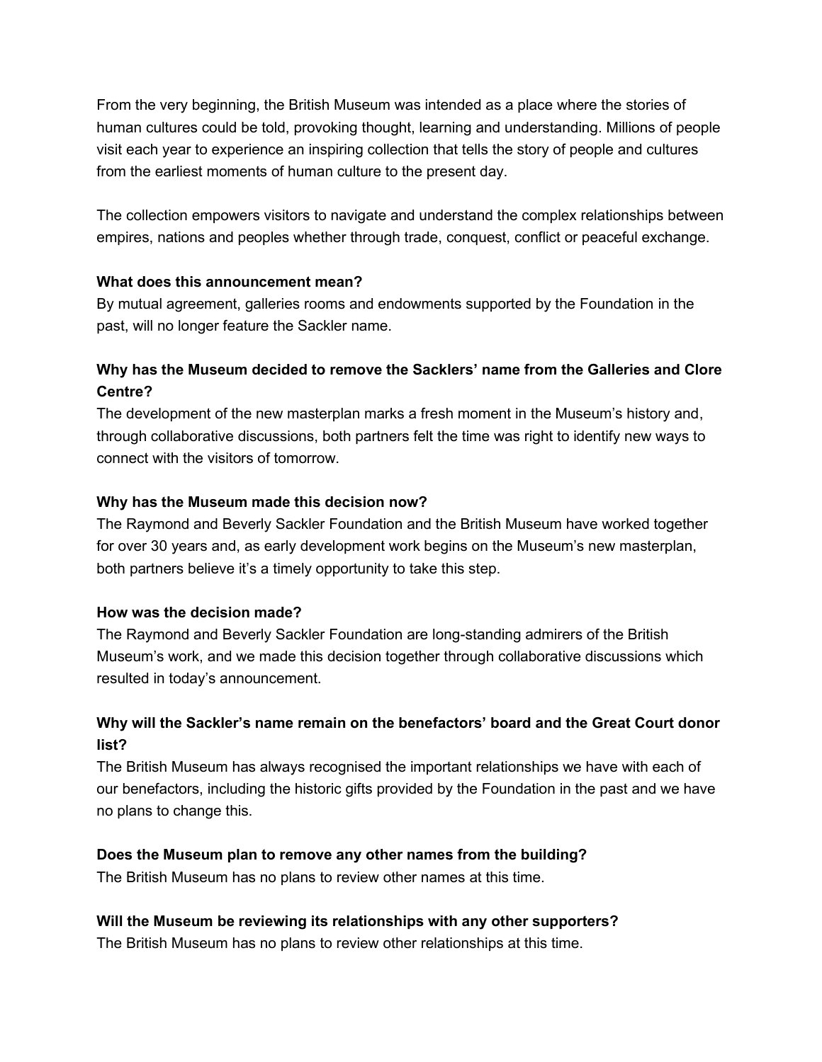From the very beginning, the British Museum was intended as a place where the stories of human cultures could be told, provoking thought, learning and understanding. Millions of people visit each year to experience an inspiring collection that tells the story of people and cultures from the earliest moments of human culture to the present day.

The collection empowers visitors to navigate and understand the complex relationships between empires, nations and peoples whether through trade, conquest, conflict or peaceful exchange.

**What does this announcement mean?**
By mutual agreement, galleries rooms and endowments supported by the Foundation in the past, will no longer feature the Sackler name.

**Why has the Museum decided to remove the Sacklers' name from the Galleries and Clore Centre?**
The development of the new masterplan marks a fresh moment in the Museum's history and, through collaborative discussions, both partners felt the time was right to identify new ways to connect with the visitors of tomorrow.

**Why has the Museum made this decision now?**
The Raymond and Beverly Sackler Foundation and the British Museum have worked together for over 30 years and, as early development work begins on the Museum's new masterplan, both partners believe it's a timely opportunity to take this step.

**How was the decision made?**
The Raymond and Beverly Sackler Foundation are long-standing admirers of the British Museum's work, and we made this decision together through collaborative discussions which resulted in today's announcement.

**Why will the Sackler's name remain on the benefactors' board and the Great Court donor list?**
The British Museum has always recognised the important relationships we have with each of our benefactors, including the historic gifts provided by the Foundation in the past and we have no plans to change this.

**Does the Museum plan to remove any other names from the building?**
The British Museum has no plans to review other names at this time.

**Will the Museum be reviewing its relationships with any other supporters?**
The British Museum has no plans to review other relationships at this time.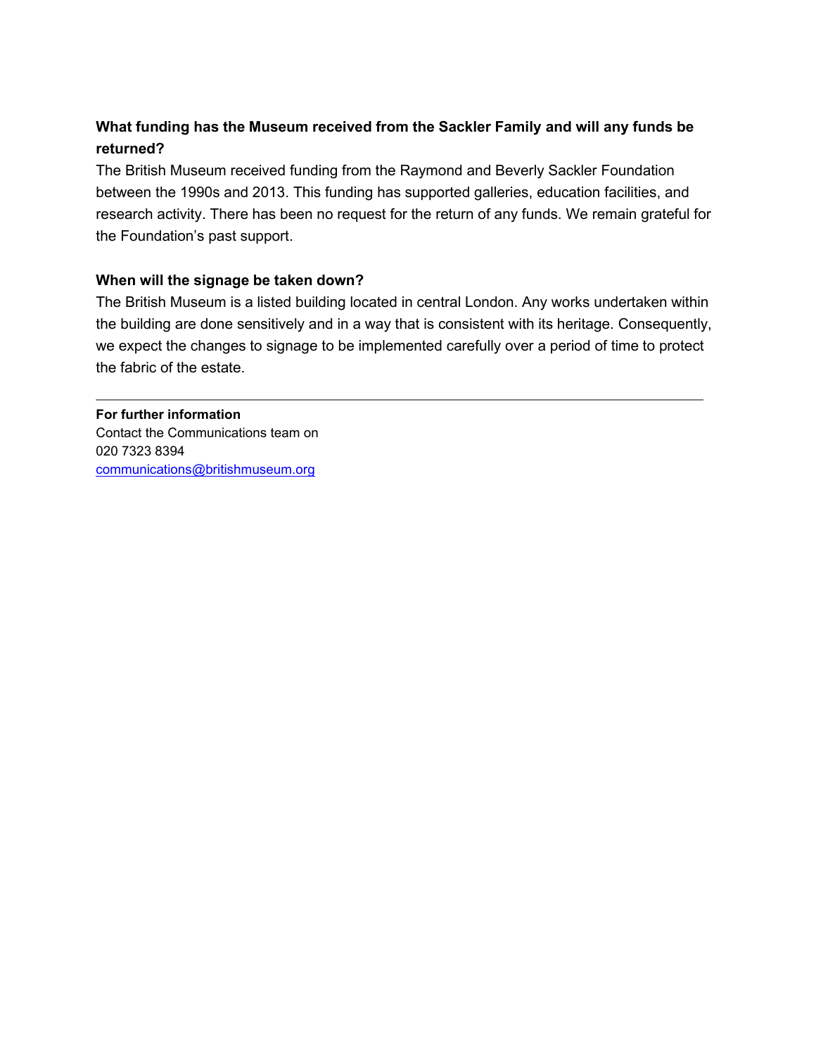**What funding has the Museum received from the Sackler Family and will any funds be returned?**

The British Museum received funding from the Raymond and Beverly Sackler Foundation between the 1990s and 2013. This funding has supported galleries, education facilities, and research activity. There has been no request for the return of any funds. We remain grateful for the Foundation's past support.

**When will the signage be taken down?**

The British Museum is a listed building located in central London. Any works undertaken within the building are done sensitively and in a way that is consistent with its heritage. Consequently, we expect the changes to signage to be implemented carefully over a period of time to protect the fabric of the estate.

---

**For further information**

Contact the Communications team on
020 7323 8394
communications@britishmuseum.org